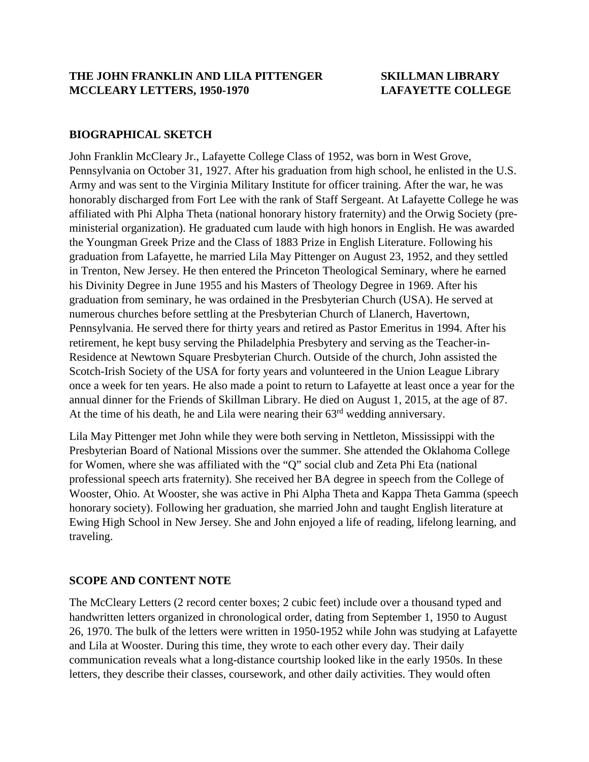**THE JOHN FRANKLIN AND LILA PITTENGER MCCLEARY LETTERS, 1950-1970**

**SKILLMAN LIBRARY LAFAYETTE COLLEGE**

## BIOGRAPHICAL SKETCH

John Franklin McCleary Jr., Lafayette College Class of 1952, was born in West Grove, Pennsylvania on October 31, 1927. After his graduation from high school, he enlisted in the U.S. Army and was sent to the Virginia Military Institute for officer training. After the war, he was honorably discharged from Fort Lee with the rank of Staff Sergeant. At Lafayette College he was affiliated with Phi Alpha Theta (national honorary history fraternity) and the Orwig Society (pre-ministerial organization). He graduated cum laude with high honors in English. He was awarded the Youngman Greek Prize and the Class of 1883 Prize in English Literature. Following his graduation from Lafayette, he married Lila May Pittenger on August 23, 1952, and they settled in Trenton, New Jersey. He then entered the Princeton Theological Seminary, where he earned his Divinity Degree in June 1955 and his Masters of Theology Degree in 1969. After his graduation from seminary, he was ordained in the Presbyterian Church (USA). He served at numerous churches before settling at the Presbyterian Church of Llanerch, Havertown, Pennsylvania. He served there for thirty years and retired as Pastor Emeritus in 1994. After his retirement, he kept busy serving the Philadelphia Presbytery and serving as the Teacher-in-Residence at Newtown Square Presbyterian Church. Outside of the church, John assisted the Scotch-Irish Society of the USA for forty years and volunteered in the Union League Library once a week for ten years. He also made a point to return to Lafayette at least once a year for the annual dinner for the Friends of Skillman Library. He died on August 1, 2015, at the age of 87. At the time of his death, he and Lila were nearing their 63rd wedding anniversary.

Lila May Pittenger met John while they were both serving in Nettleton, Mississippi with the Presbyterian Board of National Missions over the summer. She attended the Oklahoma College for Women, where she was affiliated with the "Q" social club and Zeta Phi Eta (national professional speech arts fraternity). She received her BA degree in speech from the College of Wooster, Ohio. At Wooster, she was active in Phi Alpha Theta and Kappa Theta Gamma (speech honorary society). Following her graduation, she married John and taught English literature at Ewing High School in New Jersey. She and John enjoyed a life of reading, lifelong learning, and traveling.

## SCOPE AND CONTENT NOTE

The McCleary Letters (2 record center boxes; 2 cubic feet) include over a thousand typed and handwritten letters organized in chronological order, dating from September 1, 1950 to August 26, 1970. The bulk of the letters were written in 1950-1952 while John was studying at Lafayette and Lila at Wooster. During this time, they wrote to each other every day. Their daily communication reveals what a long-distance courtship looked like in the early 1950s. In these letters, they describe their classes, coursework, and other daily activities. They would often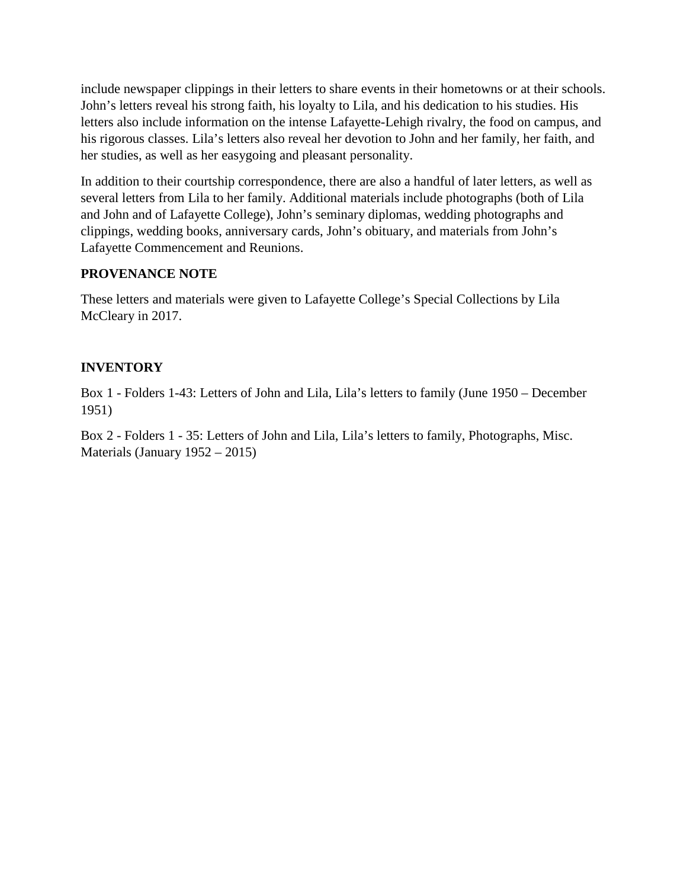include newspaper clippings in their letters to share events in their hometowns or at their schools. John's letters reveal his strong faith, his loyalty to Lila, and his dedication to his studies. His letters also include information on the intense Lafayette-Lehigh rivalry, the food on campus, and his rigorous classes. Lila's letters also reveal her devotion to John and her family, her faith, and her studies, as well as her easygoing and pleasant personality.

In addition to their courtship correspondence, there are also a handful of later letters, as well as several letters from Lila to her family. Additional materials include photographs (both of Lila and John and of Lafayette College), John's seminary diplomas, wedding photographs and clippings, wedding books, anniversary cards, John's obituary, and materials from John's Lafayette Commencement and Reunions.

**PROVENANCE NOTE**

These letters and materials were given to Lafayette College's Special Collections by Lila McCleary in 2017.

**INVENTORY**

Box 1 - Folders 1-43: Letters of John and Lila, Lila's letters to family (June 1950 – December 1951)

Box 2 - Folders 1 - 35: Letters of John and Lila, Lila's letters to family, Photographs, Misc. Materials (January 1952 – 2015)